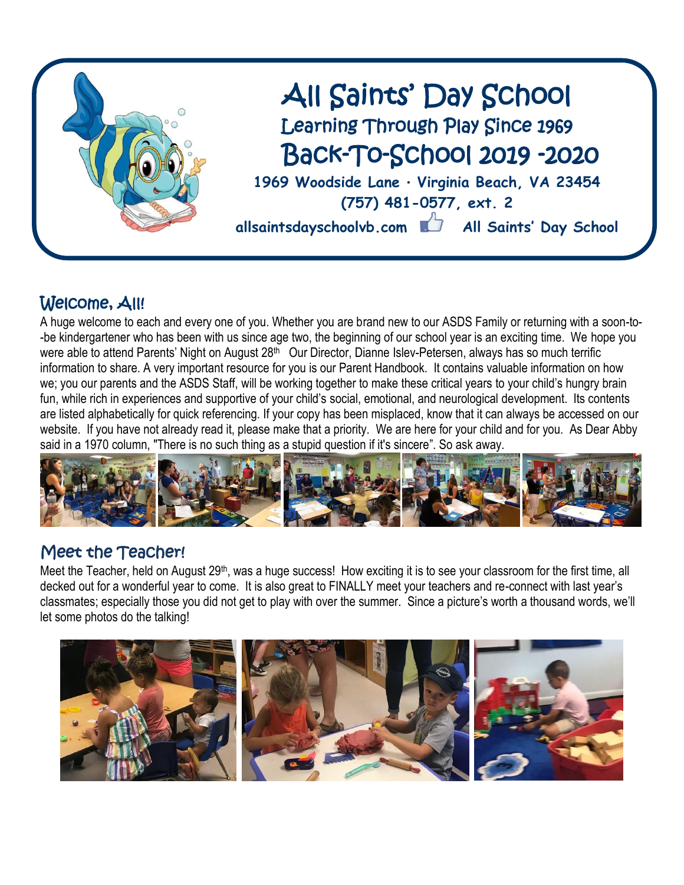# All Saints' Day School

## Learning Through Play Since 1969

## Back-To-School 2019 -2020

**1969 Woodside Lane · Virginia Beach, VA 23454**

**(757) 481-0577, ext. 2**

**allsaintsdayschoolvb.com** **All Saints' Day School**

## Welcome, All!

A huge welcome to each and every one of you. Whether you are brand new to our ASDS Family or returning with a soon-to--be kindergartener who has been with us since age two, the beginning of our school year is an exciting time. We hope you were able to attend Parents' Night on August 28th Our Director, Dianne Islev-Petersen, always has so much terrific information to share. A very important resource for you is our Parent Handbook. It contains valuable information on how we; you our parents and the ASDS Staff, will be working together to make these critical years to your child's hungry brain fun, while rich in experiences and supportive of your child's social, emotional, and neurological development. Its contents are listed alphabetically for quick referencing. If your copy has been misplaced, know that it can always be accessed on our website. If you have not already read it, please make that a priority. We are here for your child and for you. As Dear Abby said in a 1970 column, "There is no such thing as a stupid question if it's sincere". So ask away.

## Meet the Teacher!

Meet the Teacher, held on August 29th, was a huge success! How exciting it is to see your classroom for the first time, all decked out for a wonderful year to come. It is also great to FINALLY meet your teachers and re-connect with last year's classmates; especially those you did not get to play with over the summer. Since a picture's worth a thousand words, we'll let some photos do the talking!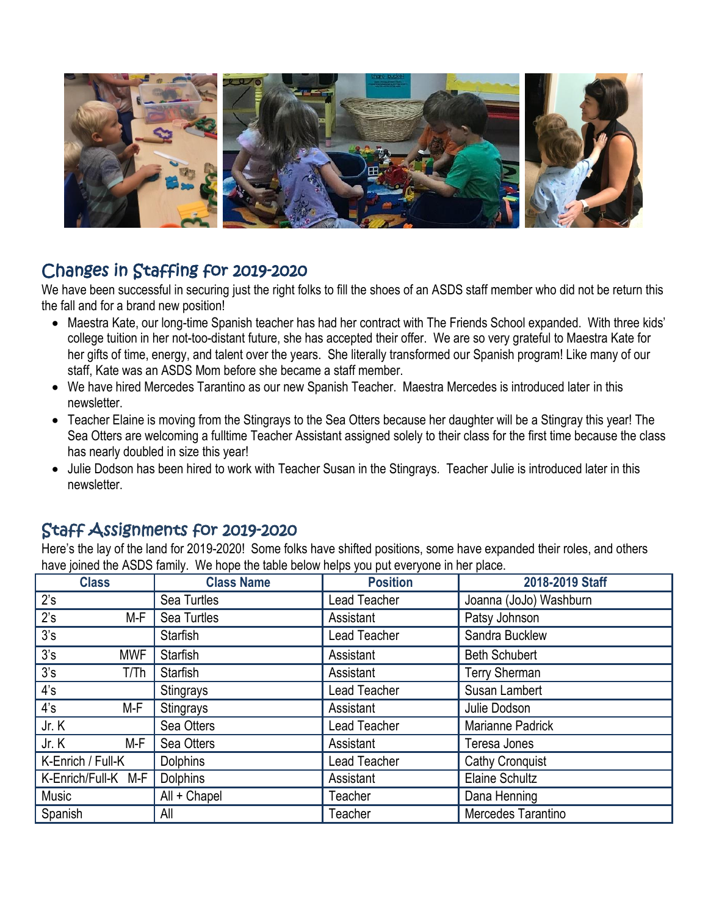## Changes in Staffing for 2019-2020

We have been successful in securing just the right folks to fill the shoes of an ASDS staff member who did not be return this the fall and for a brand new position!

- Maestra Kate, our long-time Spanish teacher has had her contract with The Friends School expanded. With three kids' college tuition in her not-too-distant future, she has accepted their offer. We are so very grateful to Maestra Kate for her gifts of time, energy, and talent over the years. She literally transformed our Spanish program! Like many of our staff, Kate was an ASDS Mom before she became a staff member.
- We have hired Mercedes Tarantino as our new Spanish Teacher. Maestra Mercedes is introduced later in this newsletter.
- Teacher Elaine is moving from the Stingrays to the Sea Otters because her daughter will be a Stingray this year! The Sea Otters are welcoming a fulltime Teacher Assistant assigned solely to their class for the first time because the class has nearly doubled in size this year!
- Julie Dodson has been hired to work with Teacher Susan in the Stingrays. Teacher Julie is introduced later in this newsletter.

## Staff Assignments for 2019-2020

Here's the lay of the land for 2019-2020! Some folks have shifted positions, some have expanded their roles, and others have joined the ASDS family. We hope the table below helps you put everyone in her place.

| Class | Class Name | Position | 2018-2019 Staff |
|---|---|---|---|
| 2's | Sea Turtles | Lead Teacher | Joanna (JoJo) Washburn |
| 2's M-F | Sea Turtles | Assistant | Patsy Johnson |
| 3's | Starfish | Lead Teacher | Sandra Bucklew |
| 3's MWF | Starfish | Assistant | Beth Schubert |
| 3's T/Th | Starfish | Assistant | Terry Sherman |
| 4's | Stingrays | Lead Teacher | Susan Lambert |
| 4's M-F | Stingrays | Assistant | Julie Dodson |
| Jr. K | Sea Otters | Lead Teacher | Marianne Padrick |
| Jr. K M-F | Sea Otters | Assistant | Teresa Jones |
| K-Enrich / Full-K | Dolphins | Lead Teacher | Cathy Cronquist |
| K-Enrich/Full-K M-F | Dolphins | Assistant | Elaine Schultz |
| Music | All + Chapel | Teacher | Dana Henning |
| Spanish | All | Teacher | Mercedes Tarantino |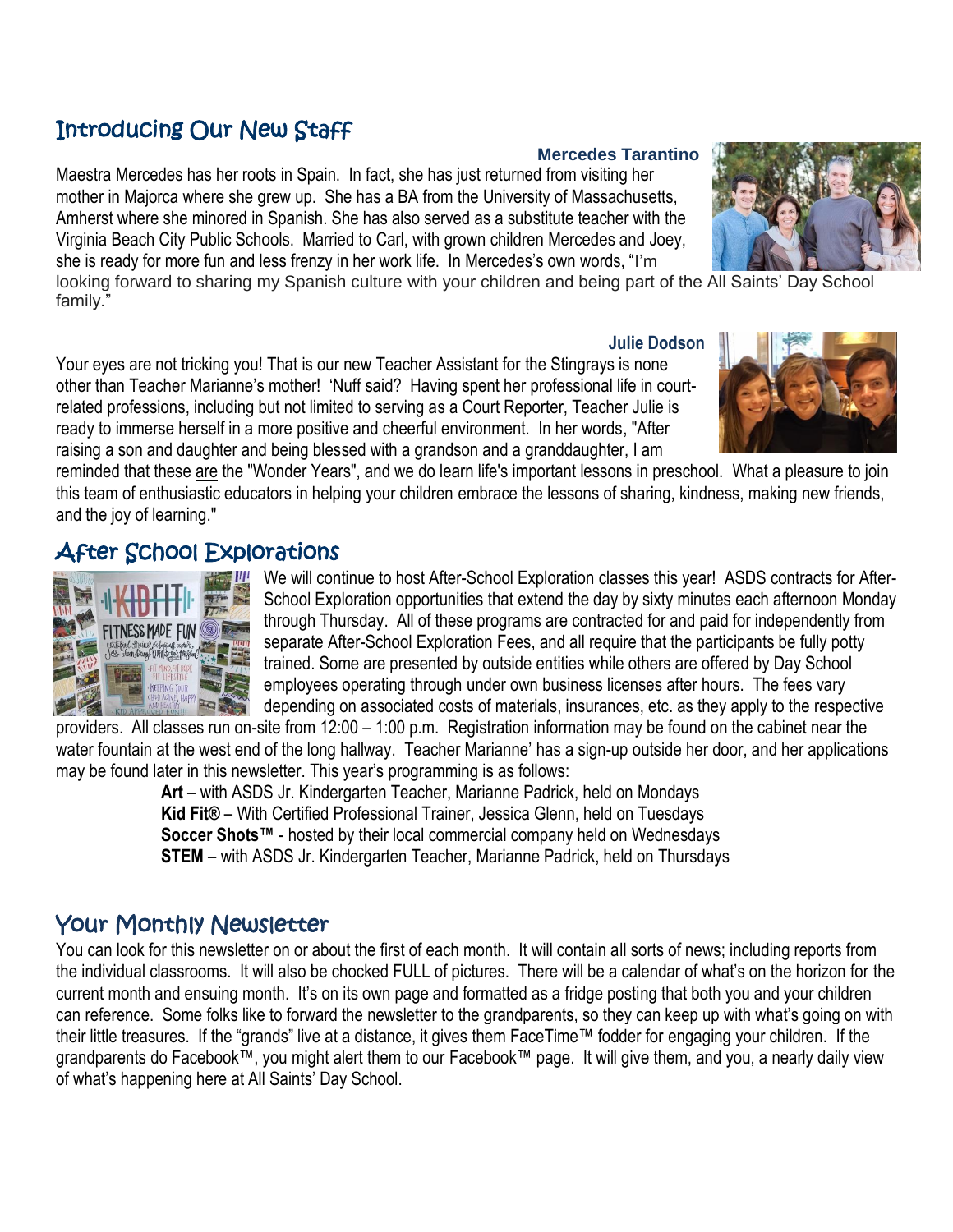## Introducing Our New Staff

**Mercedes Tarantino**

Maestra Mercedes has her roots in Spain. In fact, she has just returned from visiting her mother in Majorca where she grew up. She has a BA from the University of Massachusetts, Amherst where she minored in Spanish. She has also served as a substitute teacher with the Virginia Beach City Public Schools. Married to Carl, with grown children Mercedes and Joey, she is ready for more fun and less frenzy in her work life. In Mercedes's own words, "I'm looking forward to sharing my Spanish culture with your children and being part of the All Saints' Day School family."

**Julie Dodson**

Your eyes are not tricking you! That is our new Teacher Assistant for the Stingrays is none other than Teacher Marianne's mother! 'Nuff said? Having spent her professional life in court-related professions, including but not limited to serving as a Court Reporter, Teacher Julie is ready to immerse herself in a more positive and cheerful environment. In her words, "After raising a son and daughter and being blessed with a grandson and a granddaughter, I am reminded that these are the "Wonder Years", and we do learn life's important lessons in preschool. What a pleasure to join this team of enthusiastic educators in helping your children embrace the lessons of sharing, kindness, making new friends, and the joy of learning."

## After School Explorations

We will continue to host After-School Exploration classes this year! ASDS contracts for After-School Exploration opportunities that extend the day by sixty minutes each afternoon Monday through Thursday. All of these programs are contracted for and paid for independently from separate After-School Exploration Fees, and all require that the participants be fully potty trained. Some are presented by outside entities while others are offered by Day School employees operating through under own business licenses after hours. The fees vary depending on associated costs of materials, insurances, etc. as they apply to the respective providers. All classes run on-site from 12:00 – 1:00 p.m. Registration information may be found on the cabinet near the water fountain at the west end of the long hallway. Teacher Marianne' has a sign-up outside her door, and her applications may be found later in this newsletter. This year's programming is as follows:

**Art** – with ASDS Jr. Kindergarten Teacher, Marianne Padrick, held on Mondays
**Kid Fit®** – With Certified Professional Trainer, Jessica Glenn, held on Tuesdays
**Soccer Shots™** - hosted by their local commercial company held on Wednesdays
**STEM** – with ASDS Jr. Kindergarten Teacher, Marianne Padrick, held on Thursdays

## Your Monthly Newsletter

You can look for this newsletter on or about the first of each month. It will contain all sorts of news; including reports from the individual classrooms. It will also be chocked FULL of pictures. There will be a calendar of what's on the horizon for the current month and ensuing month. It's on its own page and formatted as a fridge posting that both you and your children can reference. Some folks like to forward the newsletter to the grandparents, so they can keep up with what's going on with their little treasures. If the "grands" live at a distance, it gives them FaceTime™ fodder for engaging your children. If the grandparents do Facebook™, you might alert them to our Facebook™ page. It will give them, and you, a nearly daily view of what's happening here at All Saints' Day School.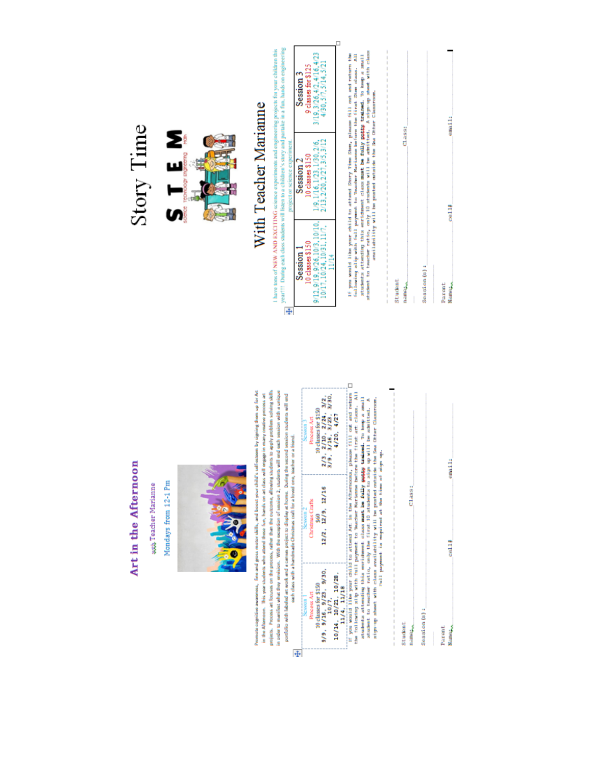# Art in the Afternoon

with Teacher Marianne

Mondays from 12-1 Pm

Promote cognitive awareness, fine and gross motor skills, and boost your child's self-esteem by signing them up for Art in the Afternoon. This year students who attend these fun, hands on art class will engage in many creative process art projects. Process art focuses on the process, rather than the outcome, allowing students to apply problem solving skills in order to manifest what they envision. With the exception of session 2, students will end each session with a unique portfolio with labeled art work and a canvas project to display at home. During the second session students will end each class with a handmade Christmas craft for a loved one, teacher or a friend.

| Session 1<br>Process Art<br>10 classes for $150 | Session 2<br>Christmas Crafts<br>$60 | Session 3<br>Process Art<br>10 classes for $150 |
|---|---|---|
| 9/9, 9/16, 9/23, 9/30, 10/7, 10/14, 10/21, 10/28, 11/4, 11/18 | 12/2, 12/9, 12/16 | 2/3, 2/10, 2/24, 3/2, 3/9, 3/16, 3/23, 3/30, 4/20, 4/27 |

If you would like your child to attend Art in the Afternoon, please fill out and return the following slip with full payment to Teacher Marianne before the first art class. All students attending this enrichment class **must be fully potty trained**. To keep a small student to teacher ratio, only the first 10 students to sign up will be admitted. A sign-up sheet with class availability will be posted outside the Sea Otter Classroom. Full payment is required at the time of sign up.

Student name: ____________________ Class: ____________________

Session (s): ____________________

Parent Name: ____________________ cell# ____________________ email: ____________________

---

# Story Time STEM

# With Teacher Marianne

I have tons of NEW AND EXCITING science experiments and engineering projects for your children this year!!! During each class students will listen to a children's story and partake in a fun, hands on engineering project or science experiment.

| Session 1<br>10 classes $150 | Session 2<br>10 classes $150 | Session 3<br>9 classes for $125 |
|---|---|---|
| 9/12, 9/19, 9/26, 10/3, 10/10, 10/17, 10/24, 10/31, 11/7, 11/14 | 1/9, 1/16, 1/23, 1/30, 2/6, 2/13, 2/20, 2/27, 3/5, 3/12 | 3/19, 3/26, 4/2, 4/16, 4/23, 4/30, 5/7, 5/14, 5/21 |

If you would like your child to attend Story Time Stem, please fill out and return the following slip with full payment to Teacher Marianne before the first Stem class. All students attending this enrichment class **must be fully potty trained**. To keep a small student to teacher ratio, only 10 students will be admitted. A sign-up sheet with class availability will be posted outside the Sea Otter Classroom.

Student name: ____________________ Class: ____________________

Session (s): ____________________

Parent Name: ____________________ cell# ____________________ email: ____________________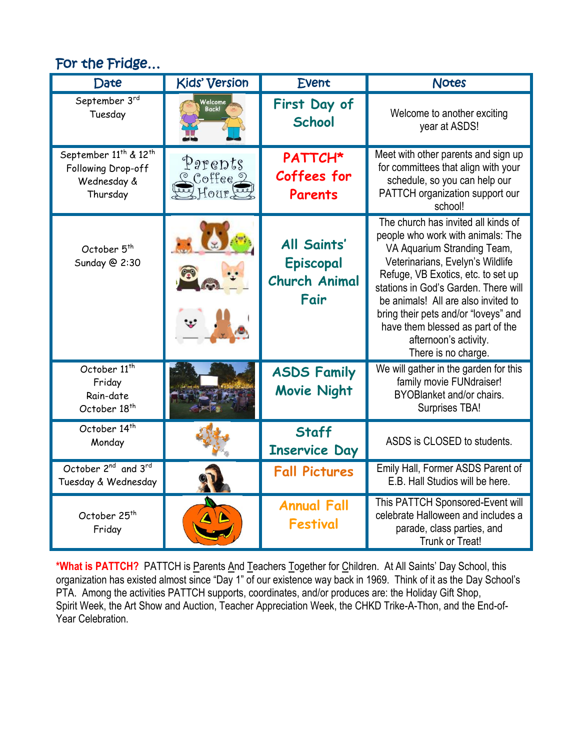## For the Fridge…

| Date | Kids' Version | Event | Notes |
|---|---|---|---|
| September 3rd Tuesday | Welcome Back! | First Day of School | Welcome to another exciting year at ASDS! |
| September 11th & 12th Following Drop-off Wednesday & Thursday | Parents Coffee Hour | PATTCH* Coffees for Parents | Meet with other parents and sign up for committees that align with your schedule, so you can help our PATTCH organization support our school! |
| October 5th Sunday @ 2:30 | | All Saints' Episcopal Church Animal Fair | The church has invited all kinds of people who work with animals: The VA Aquarium Stranding Team, Veterinarians, Evelyn's Wildlife Refuge, VB Exotics, etc. to set up stations in God's Garden. There will be animals! All are also invited to bring their pets and/or "loveys" and have them blessed as part of the afternoon's activity. There is no charge. |
| October 11th Friday Rain-date October 18th | | ASDS Family Movie Night | We will gather in the garden for this family movie FUNdraiser! BYOBlanket and/or chairs. Surprises TBA! |
| October 14th Monday | | Staff Inservice Day | ASDS is CLOSED to students. |
| October 2nd and 3rd Tuesday & Wednesday | | Fall Pictures | Emily Hall, Former ASDS Parent of E.B. Hall Studios will be here. |
| October 25th Friday | | Annual Fall Festival | This PATTCH Sponsored-Event will celebrate Halloween and includes a parade, class parties, and Trunk or Treat! |

**\*What is PATTCH?** PATTCH is Parents And Teachers Together for Children. At All Saints' Day School, this organization has existed almost since "Day 1" of our existence way back in 1969. Think of it as the Day School's PTA. Among the activities PATTCH supports, coordinates, and/or produces are: the Holiday Gift Shop, Spirit Week, the Art Show and Auction, Teacher Appreciation Week, the CHKD Trike-A-Thon, and the End-of-Year Celebration.